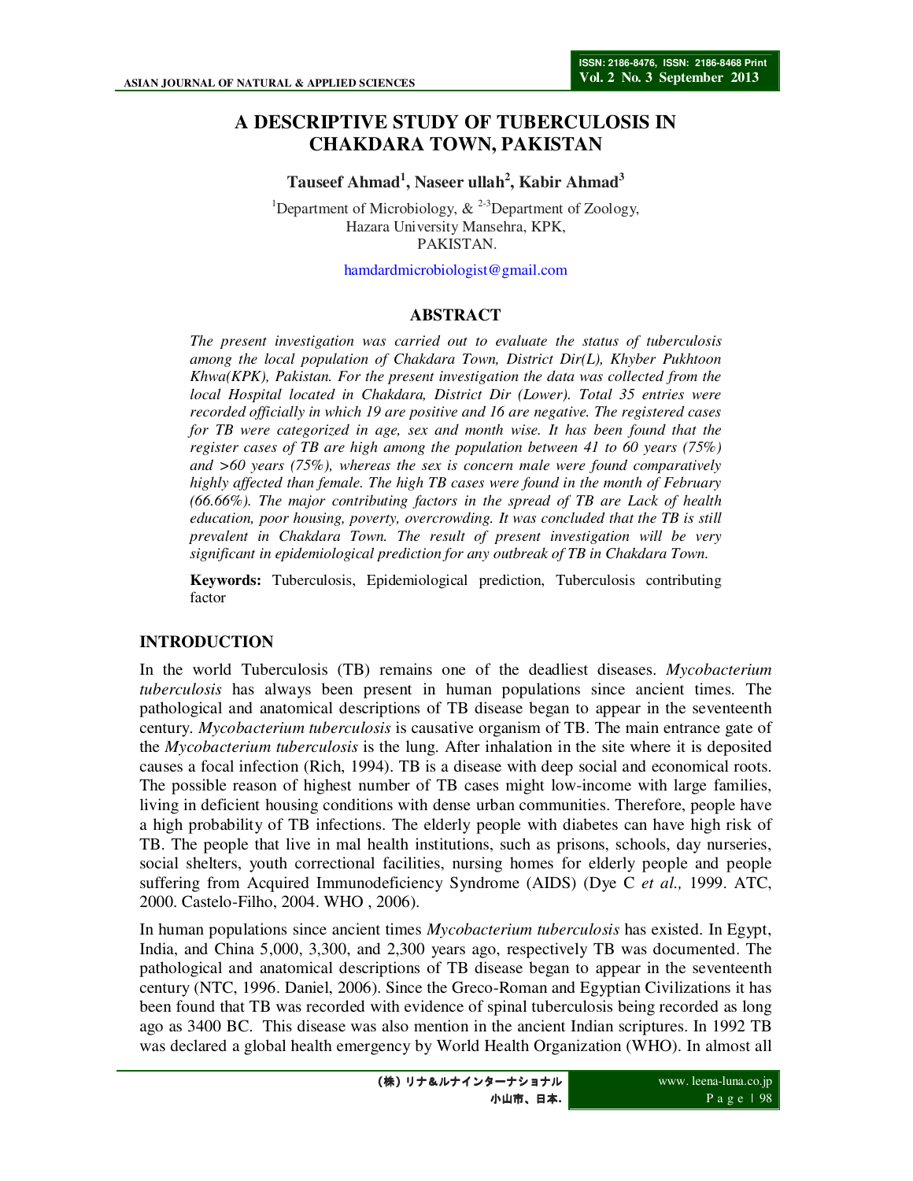# A DESCRIPTIVE STUDY OF TUBERCULOSIS IN CHAKDARA TOWN, PAKISTAN

**Tauseef Ahmad[1], Naseer ullah[2], Kabir Ahmad[3]**

[1]Department of Microbiology, & [2-3]Department of Zoology,
Hazara University Mansehra, KPK,
PAKISTAN.

hamdardmicrobiologist@gmail.com

## ABSTRACT

*The present investigation was carried out to evaluate the status of tuberculosis among the local population of Chakdara Town, District Dir(L), Khyber Pukhtoon Khwa(KPK), Pakistan. For the present investigation the data was collected from the local Hospital located in Chakdara, District Dir (Lower). Total 35 entries were recorded officially in which 19 are positive and 16 are negative. The registered cases for TB were categorized in age, sex and month wise. It has been found that the register cases of TB are high among the population between 41 to 60 years (75%) and >60 years (75%), whereas the sex is concern male were found comparatively highly affected than female. The high TB cases were found in the month of February (66.66%). The major contributing factors in the spread of TB are Lack of health education, poor housing, poverty, overcrowding. It was concluded that the TB is still prevalent in Chakdara Town. The result of present investigation will be very significant in epidemiological prediction for any outbreak of TB in Chakdara Town.*

**Keywords:** Tuberculosis, Epidemiological prediction, Tuberculosis contributing factor

## INTRODUCTION

In the world Tuberculosis (TB) remains one of the deadliest diseases. *Mycobacterium tuberculosis* has always been present in human populations since ancient times. The pathological and anatomical descriptions of TB disease began to appear in the seventeenth century. *Mycobacterium tuberculosis* is causative organism of TB. The main entrance gate of the *Mycobacterium tuberculosis* is the lung. After inhalation in the site where it is deposited causes a focal infection (Rich, 1994). TB is a disease with deep social and economical roots. The possible reason of highest number of TB cases might low-income with large families, living in deficient housing conditions with dense urban communities. Therefore, people have a high probability of TB infections. The elderly people with diabetes can have high risk of TB. The people that live in mal health institutions, such as prisons, schools, day nurseries, social shelters, youth correctional facilities, nursing homes for elderly people and people suffering from Acquired Immunodeficiency Syndrome (AIDS) (Dye C *et al.,* 1999. ATC, 2000. Castelo-Filho, 2004. WHO , 2006).

In human populations since ancient times *Mycobacterium tuberculosis* has existed. In Egypt, India, and China 5,000, 3,300, and 2,300 years ago, respectively TB was documented. The pathological and anatomical descriptions of TB disease began to appear in the seventeenth century (NTC, 1996. Daniel, 2006). Since the Greco-Roman and Egyptian Civilizations it has been found that TB was recorded with evidence of spinal tuberculosis being recorded as long ago as 3400 BC. This disease was also mention in the ancient Indian scriptures. In 1992 TB was declared a global health emergency by World Health Organization (WHO). In almost all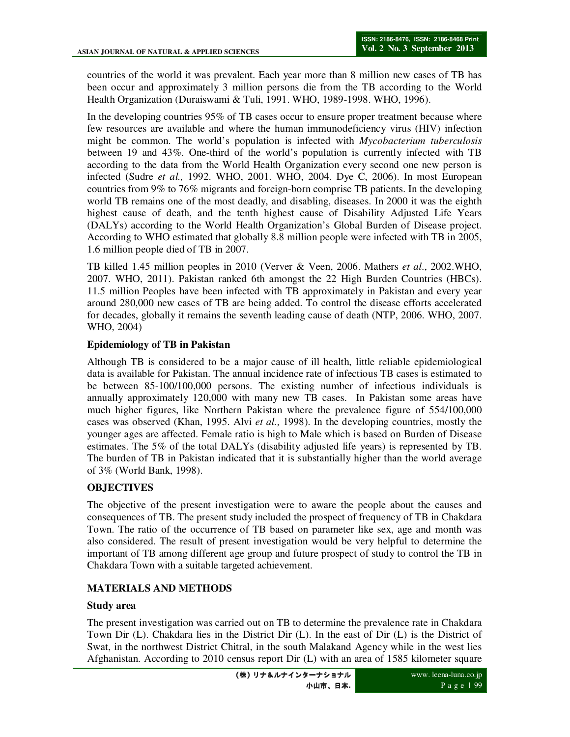countries of the world it was prevalent. Each year more than 8 million new cases of TB has been occur and approximately 3 million persons die from the TB according to the World Health Organization (Duraiswami & Tuli, 1991. WHO, 1989-1998. WHO, 1996).

In the developing countries 95% of TB cases occur to ensure proper treatment because where few resources are available and where the human immunodeficiency virus (HIV) infection might be common. The world's population is infected with *Mycobacterium tuberculosis* between 19 and 43%. One-third of the world's population is currently infected with TB according to the data from the World Health Organization every second one new person is infected (Sudre *et al.,* 1992. WHO, 2001. WHO, 2004. Dye C, 2006). In most European countries from 9% to 76% migrants and foreign-born comprise TB patients. In the developing world TB remains one of the most deadly, and disabling, diseases. In 2000 it was the eighth highest cause of death, and the tenth highest cause of Disability Adjusted Life Years (DALYs) according to the World Health Organization's Global Burden of Disease project. According to WHO estimated that globally 8.8 million people were infected with TB in 2005, 1.6 million people died of TB in 2007.

TB killed 1.45 million peoples in 2010 (Verver & Veen, 2006. Mathers *et al*., 2002.WHO, 2007. WHO, 2011). Pakistan ranked 6th amongst the 22 High Burden Countries (HBCs). 11.5 million Peoples have been infected with TB approximately in Pakistan and every year around 280,000 new cases of TB are being added. To control the disease efforts accelerated for decades, globally it remains the seventh leading cause of death (NTP, 2006. WHO, 2007. WHO, 2004)

### Epidemiology of TB in Pakistan

Although TB is considered to be a major cause of ill health, little reliable epidemiological data is available for Pakistan. The annual incidence rate of infectious TB cases is estimated to be between 85-100/100,000 persons. The existing number of infectious individuals is annually approximately 120,000 with many new TB cases. In Pakistan some areas have much higher figures, like Northern Pakistan where the prevalence figure of 554/100,000 cases was observed (Khan, 1995. Alvi *et al.,* 1998). In the developing countries, mostly the younger ages are affected. Female ratio is high to Male which is based on Burden of Disease estimates. The 5% of the total DALYs (disability adjusted life years) is represented by TB. The burden of TB in Pakistan indicated that it is substantially higher than the world average of 3% (World Bank, 1998).

## OBJECTIVES

The objective of the present investigation were to aware the people about the causes and consequences of TB. The present study included the prospect of frequency of TB in Chakdara Town. The ratio of the occurrence of TB based on parameter like sex, age and month was also considered. The result of present investigation would be very helpful to determine the important of TB among different age group and future prospect of study to control the TB in Chakdara Town with a suitable targeted achievement.

## MATERIALS AND METHODS

### Study area

The present investigation was carried out on TB to determine the prevalence rate in Chakdara Town Dir (L). Chakdara lies in the District Dir (L). In the east of Dir (L) is the District of Swat, in the northwest District Chitral, in the south Malakand Agency while in the west lies Afghanistan. According to 2010 census report Dir (L) with an area of 1585 kilometer square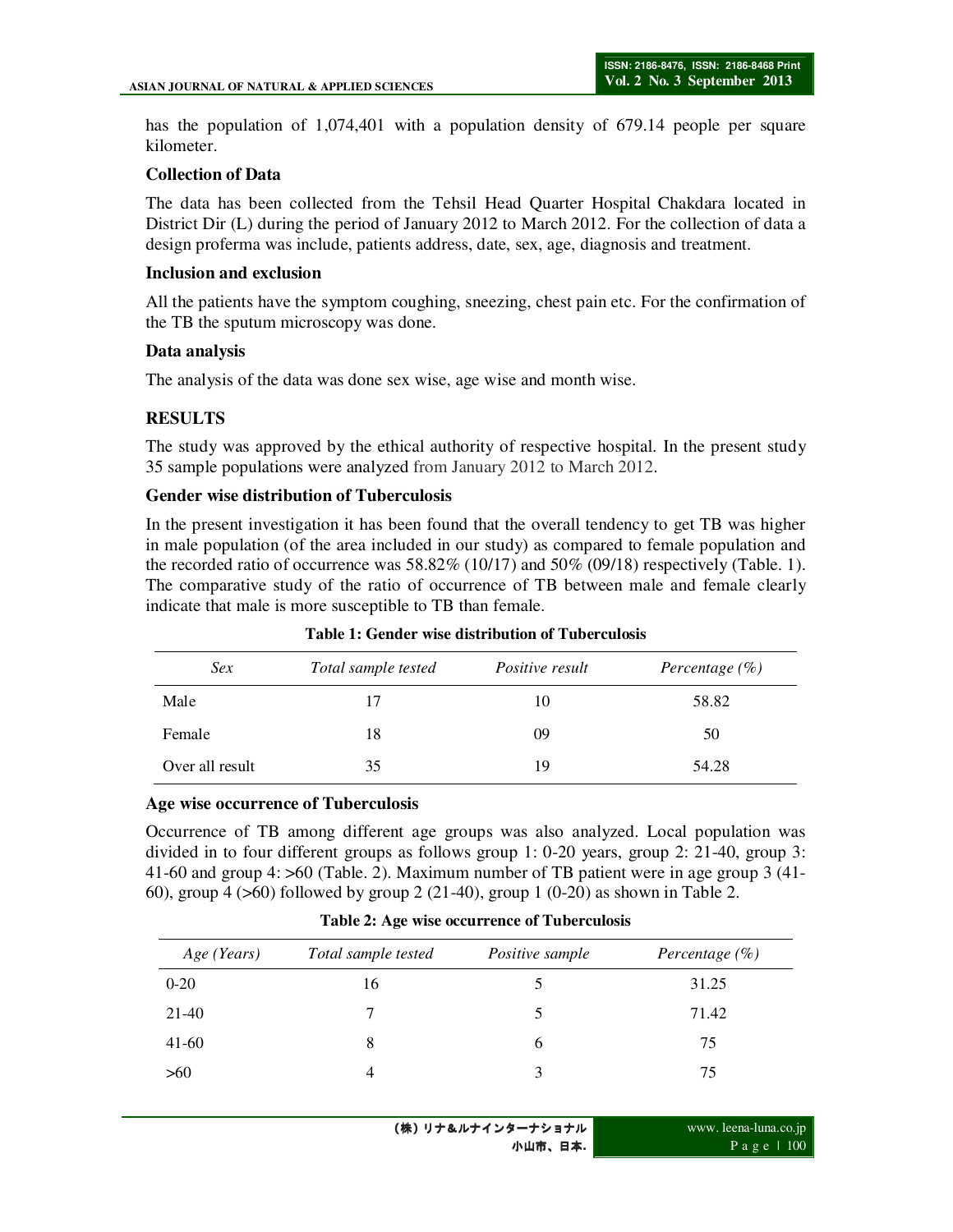has the population of 1,074,401 with a population density of 679.14 people per square kilometer.

### Collection of Data

The data has been collected from the Tehsil Head Quarter Hospital Chakdara located in District Dir (L) during the period of January 2012 to March 2012. For the collection of data a design proferma was include, patients address, date, sex, age, diagnosis and treatment.

### Inclusion and exclusion

All the patients have the symptom coughing, sneezing, chest pain etc. For the confirmation of the TB the sputum microscopy was done.

### Data analysis

The analysis of the data was done sex wise, age wise and month wise.

## RESULTS

The study was approved by the ethical authority of respective hospital. In the present study 35 sample populations were analyzed from January 2012 to March 2012.

### Gender wise distribution of Tuberculosis

In the present investigation it has been found that the overall tendency to get TB was higher in male population (of the area included in our study) as compared to female population and the recorded ratio of occurrence was 58.82% (10/17) and 50% (09/18) respectively (Table. 1). The comparative study of the ratio of occurrence of TB between male and female clearly indicate that male is more susceptible to TB than female.

**Table 1: Gender wise distribution of Tuberculosis**

| *Sex* | *Total sample tested* | *Positive result* | *Percentage (%)* |
|---|---|---|---|
| Male | 17 | 10 | 58.82 |
| Female | 18 | 09 | 50 |
| Over all result | 35 | 19 | 54.28 |

### Age wise occurrence of Tuberculosis

Occurrence of TB among different age groups was also analyzed. Local population was divided in to four different groups as follows group 1: 0-20 years, group 2: 21-40, group 3: 41-60 and group 4: >60 (Table. 2). Maximum number of TB patient were in age group 3 (41-60), group 4 (>60) followed by group 2 (21-40), group 1 (0-20) as shown in Table 2.

**Table 2: Age wise occurrence of Tuberculosis**

| *Age (Years)* | *Total sample tested* | *Positive sample* | *Percentage (%)* |
|---|---|---|---|
| 0-20 | 16 | 5 | 31.25 |
| 21-40 | 7 | 5 | 71.42 |
| 41-60 | 8 | 6 | 75 |
| >60 | 4 | 3 | 75 |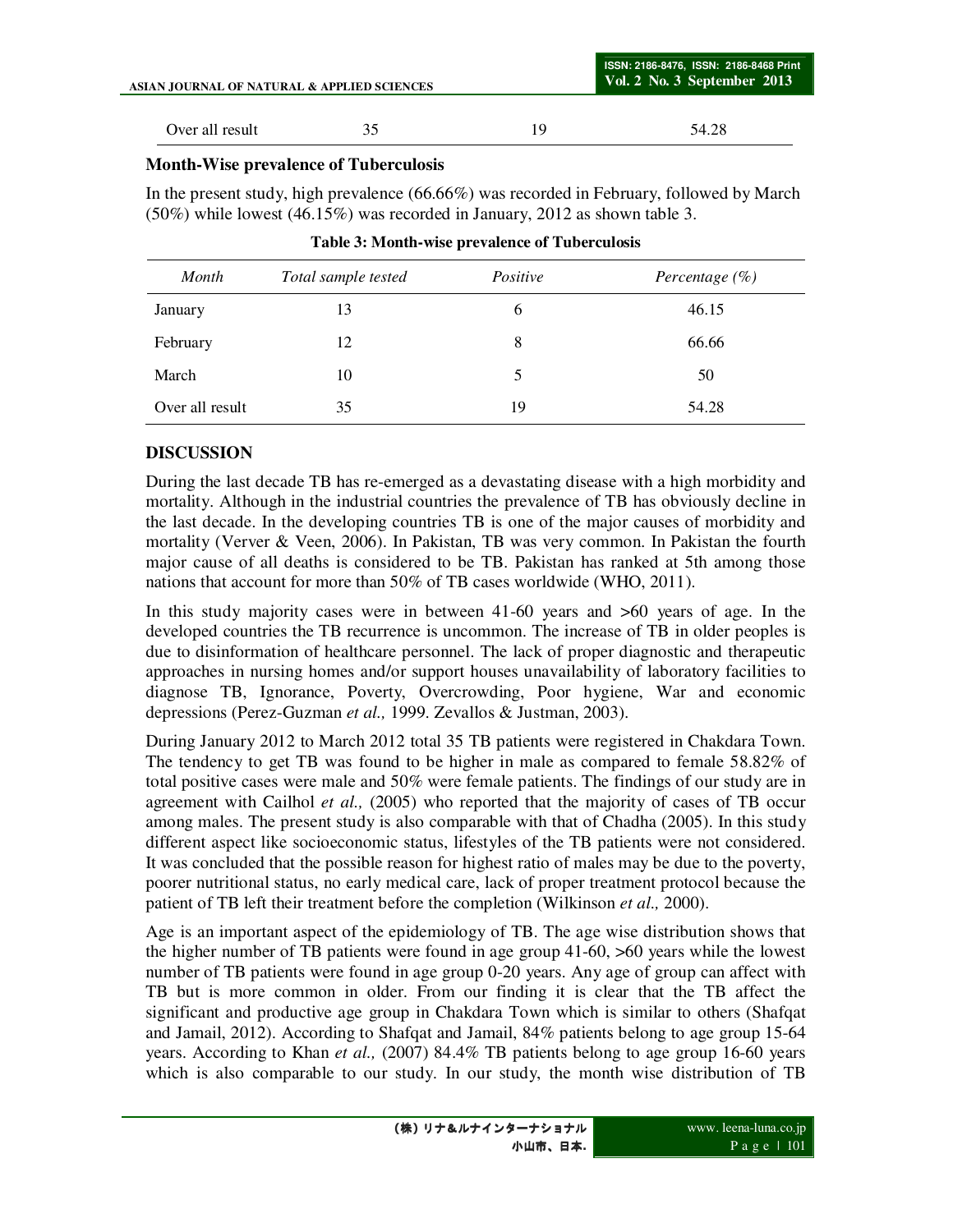| Over all result | 35 | 19 | 54.28 |
|---|---|---|---|

**Month-Wise prevalence of Tuberculosis**

In the present study, high prevalence (66.66%) was recorded in February, followed by March (50%) while lowest (46.15%) was recorded in January, 2012 as shown table 3.

**Table 3: Month-wise prevalence of Tuberculosis**

| *Month* | *Total sample tested* | *Positive* | *Percentage (%)* |
|---|---|---|---|
| January | 13 | 6 | 46.15 |
| February | 12 | 8 | 66.66 |
| March | 10 | 5 | 50 |
| Over all result | 35 | 19 | 54.28 |

## DISCUSSION

During the last decade TB has re-emerged as a devastating disease with a high morbidity and mortality. Although in the industrial countries the prevalence of TB has obviously decline in the last decade. In the developing countries TB is one of the major causes of morbidity and mortality (Verver & Veen, 2006). In Pakistan, TB was very common. In Pakistan the fourth major cause of all deaths is considered to be TB. Pakistan has ranked at 5th among those nations that account for more than 50% of TB cases worldwide (WHO, 2011).

In this study majority cases were in between 41-60 years and >60 years of age. In the developed countries the TB recurrence is uncommon. The increase of TB in older peoples is due to disinformation of healthcare personnel. The lack of proper diagnostic and therapeutic approaches in nursing homes and/or support houses unavailability of laboratory facilities to diagnose TB, Ignorance, Poverty, Overcrowding, Poor hygiene, War and economic depressions (Perez-Guzman *et al.,* 1999. Zevallos & Justman, 2003).

During January 2012 to March 2012 total 35 TB patients were registered in Chakdara Town. The tendency to get TB was found to be higher in male as compared to female 58.82% of total positive cases were male and 50% were female patients. The findings of our study are in agreement with Cailhol *et al.,* (2005) who reported that the majority of cases of TB occur among males. The present study is also comparable with that of Chadha (2005). In this study different aspect like socioeconomic status, lifestyles of the TB patients were not considered. It was concluded that the possible reason for highest ratio of males may be due to the poverty, poorer nutritional status, no early medical care, lack of proper treatment protocol because the patient of TB left their treatment before the completion (Wilkinson *et al.,* 2000).

Age is an important aspect of the epidemiology of TB. The age wise distribution shows that the higher number of TB patients were found in age group 41-60, >60 years while the lowest number of TB patients were found in age group 0-20 years. Any age of group can affect with TB but is more common in older. From our finding it is clear that the TB affect the significant and productive age group in Chakdara Town which is similar to others (Shafqat and Jamail, 2012). According to Shafqat and Jamail, 84% patients belong to age group 15-64 years. According to Khan *et al.,* (2007) 84.4% TB patients belong to age group 16-60 years which is also comparable to our study. In our study, the month wise distribution of TB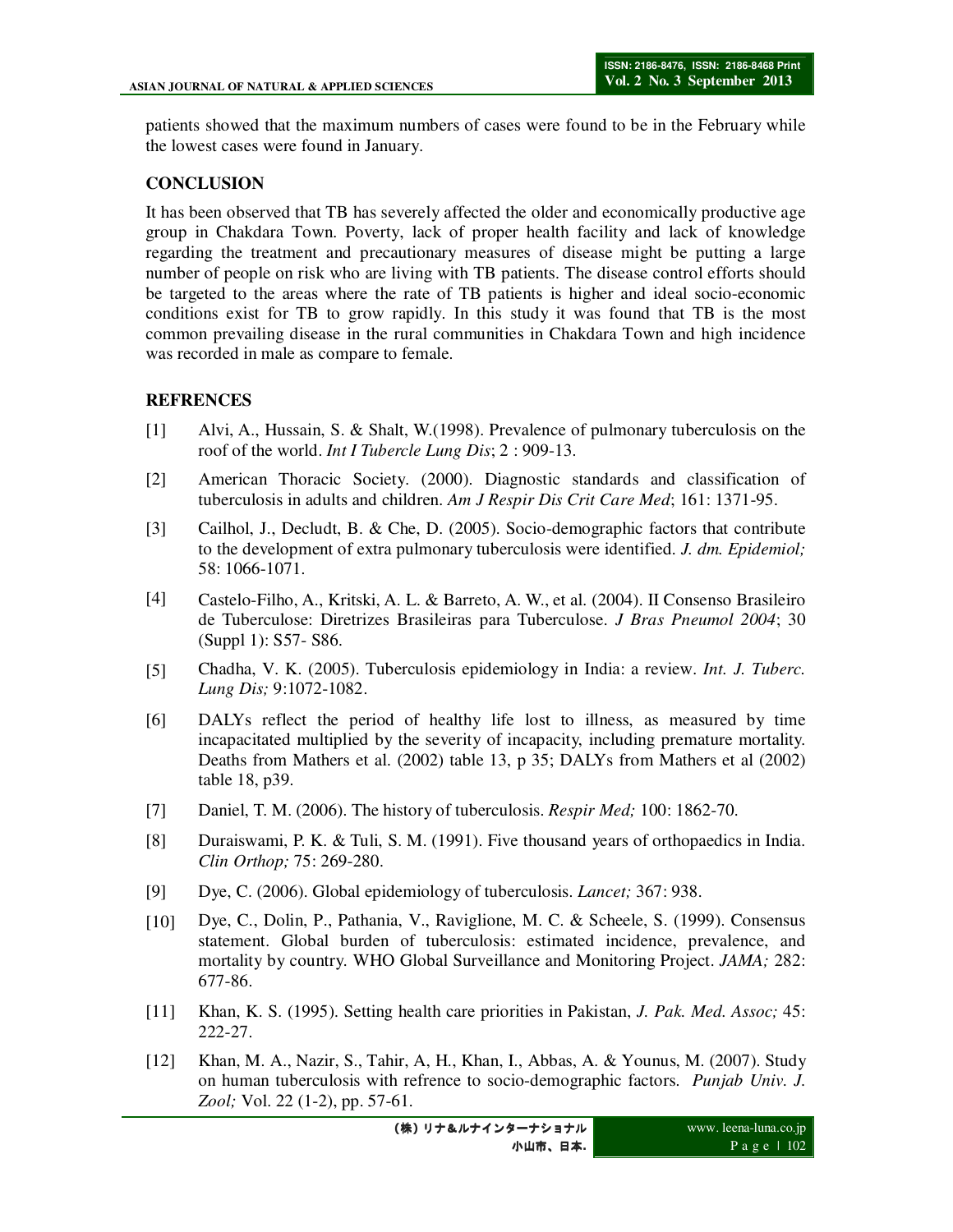patients showed that the maximum numbers of cases were found to be in the February while the lowest cases were found in January.

## CONCLUSION

It has been observed that TB has severely affected the older and economically productive age group in Chakdara Town. Poverty, lack of proper health facility and lack of knowledge regarding the treatment and precautionary measures of disease might be putting a large number of people on risk who are living with TB patients. The disease control efforts should be targeted to the areas where the rate of TB patients is higher and ideal socio-economic conditions exist for TB to grow rapidly. In this study it was found that TB is the most common prevailing disease in the rural communities in Chakdara Town and high incidence was recorded in male as compare to female.

## REFRENCES

[1] Alvi, A., Hussain, S. & Shalt, W.(1998). Prevalence of pulmonary tuberculosis on the roof of the world. *Int I Tubercle Lung Dis*; 2 : 909-13.

[2] American Thoracic Society. (2000). Diagnostic standards and classification of tuberculosis in adults and children. *Am J Respir Dis Crit Care Med*; 161: 1371-95.

[3] Cailhol, J., Decludt, B. & Che, D. (2005). Socio-demographic factors that contribute to the development of extra pulmonary tuberculosis were identified. *J. dm. Epidemiol;* 58: 1066-1071.

[4] Castelo-Filho, A., Kritski, A. L. & Barreto, A. W., et al. (2004). II Consenso Brasileiro de Tuberculose: Diretrizes Brasileiras para Tuberculose. *J Bras Pneumol 2004*; 30 (Suppl 1): S57- S86.

[5] Chadha, V. K. (2005). Tuberculosis epidemiology in India: a review. *Int. J. Tuberc. Lung Dis;* 9:1072-1082.

[6] DALYs reflect the period of healthy life lost to illness, as measured by time incapacitated multiplied by the severity of incapacity, including premature mortality. Deaths from Mathers et al. (2002) table 13, p 35; DALYs from Mathers et al (2002) table 18, p39.

[7] Daniel, T. M. (2006). The history of tuberculosis. *Respir Med;* 100: 1862-70.

[8] Duraiswami, P. K. & Tuli, S. M. (1991). Five thousand years of orthopaedics in India. *Clin Orthop;* 75: 269-280.

[9] Dye, C. (2006). Global epidemiology of tuberculosis. *Lancet;* 367: 938.

[10] Dye, C., Dolin, P., Pathania, V., Raviglione, M. C. & Scheele, S. (1999). Consensus statement. Global burden of tuberculosis: estimated incidence, prevalence, and mortality by country. WHO Global Surveillance and Monitoring Project. *JAMA;* 282: 677-86.

[11] Khan, K. S. (1995). Setting health care priorities in Pakistan, *J. Pak. Med. Assoc;* 45: 222-27.

[12] Khan, M. A., Nazir, S., Tahir, A, H., Khan, I., Abbas, A. & Younus, M. (2007). Study on human tuberculosis with refrence to socio-demographic factors. *Punjab Univ. J. Zool;* Vol. 22 (1-2), pp. 57-61.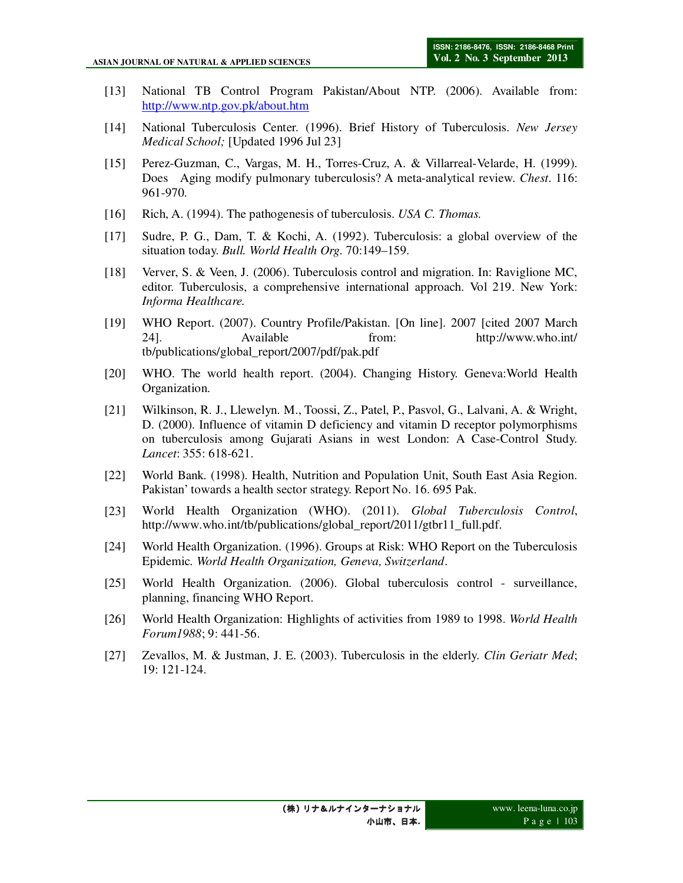[13] National TB Control Program Pakistan/About NTP. (2006). Available from: http://www.ntp.gov.pk/about.htm

[14] National Tuberculosis Center. (1996). Brief History of Tuberculosis. *New Jersey Medical School;* [Updated 1996 Jul 23]

[15] Perez-Guzman, C., Vargas, M. H., Torres-Cruz, A. & Villarreal-Velarde, H. (1999). Does Aging modify pulmonary tuberculosis? A meta-analytical review. *Chest*. 116: 961-970.

[16] Rich, A. (1994). The pathogenesis of tuberculosis. *USA C. Thomas.*

[17] Sudre, P. G., Dam, T. & Kochi, A. (1992). Tuberculosis: a global overview of the situation today. *Bull. World Health Org*. 70:149–159.

[18] Verver, S. & Veen, J. (2006). Tuberculosis control and migration. In: Raviglione MC, editor. Tuberculosis, a comprehensive international approach. Vol 219. New York: *Informa Healthcare.*

[19] WHO Report. (2007). Country Profile/Pakistan. [On line]. 2007 [cited 2007 March 24]. Available from: http://www.who.int/ tb/publications/global_report/2007/pdf/pak.pdf

[20] WHO. The world health report. (2004). Changing History. Geneva:World Health Organization.

[21] Wilkinson, R. J., Llewelyn. M., Toossi, Z., Patel, P., Pasvol, G., Lalvani, A. & Wright, D. (2000). Influence of vitamin D deficiency and vitamin D receptor polymorphisms on tuberculosis among Gujarati Asians in west London: A Case-Control Study. *Lancet*: 355: 618-621.

[22] World Bank. (1998). Health, Nutrition and Population Unit, South East Asia Region. Pakistan' towards a health sector strategy. Report No. 16. 695 Pak.

[23] World Health Organization (WHO). (2011). *Global Tuberculosis Control*, http://www.who.int/tb/publications/global_report/2011/gtbr11_full.pdf.

[24] World Health Organization. (1996). Groups at Risk: WHO Report on the Tuberculosis Epidemic. *World Health Organization, Geneva, Switzerland*.

[25] World Health Organization. (2006). Global tuberculosis control - surveillance, planning, financing WHO Report.

[26] World Health Organization: Highlights of activities from 1989 to 1998. *World Health Forum1988*; 9: 441-56.

[27] Zevallos, M. & Justman, J. E. (2003). Tuberculosis in the elderly. *Clin Geriatr Med*; 19: 121-124.